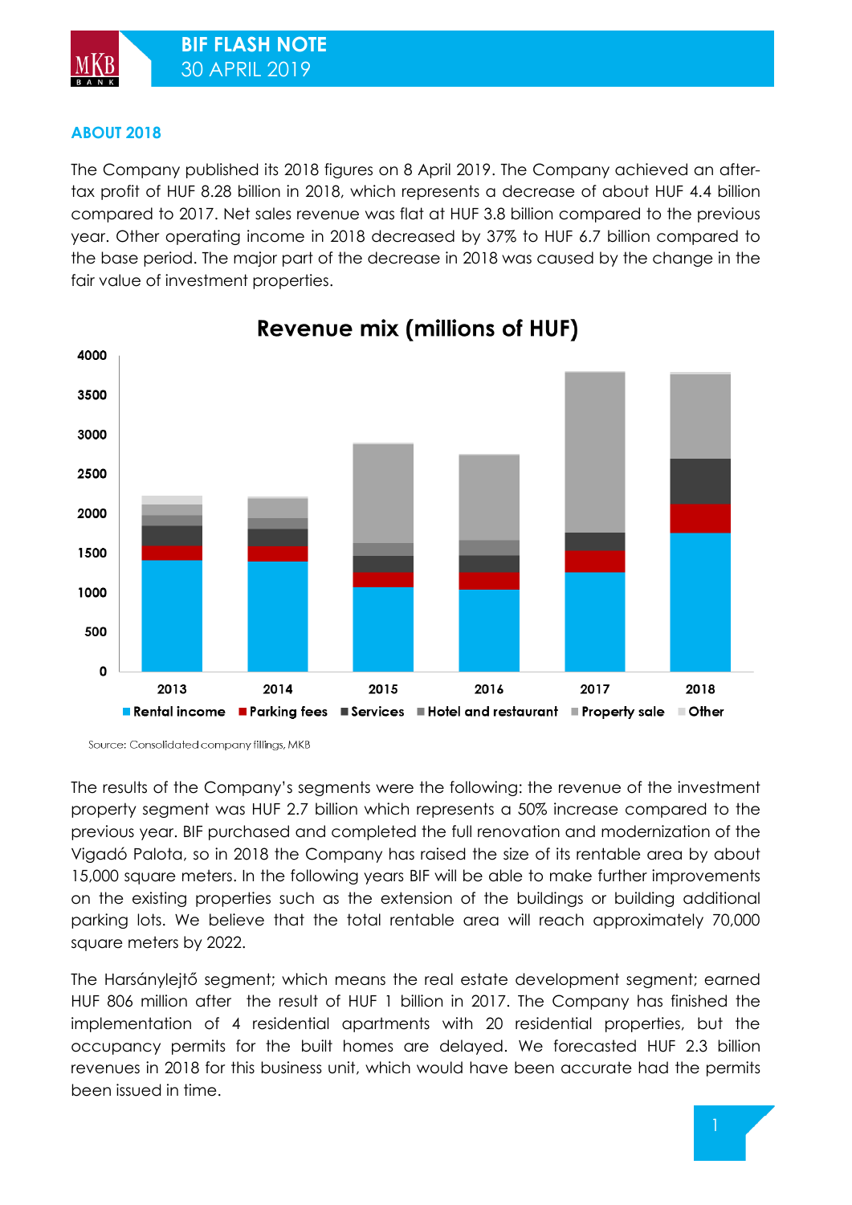BIF FLASH NOTE
30 APRIL 2019

## ABOUT 2018

The Company published its 2018 figures on 8 April 2019. The Company achieved an after-tax profit of HUF 8.28 billion in 2018, which represents a decrease of about HUF 4.4 billion compared to 2017. Net sales revenue was flat at HUF 3.8 billion compared to the previous year. Other operating income in 2018 decreased by 37% to HUF 6.7 billion compared to the base period. The major part of the decrease in 2018 was caused by the change in the fair value of investment properties.

**Revenue mix (millions of HUF)**

4000
3500
3000
2500
2000
1500
1000
500
0

2013 2014 2015 2016 2017 2018

Rental income, Parking fees, Services, Hotel and restaurant, Property sale, Other

Source: Consolidated company fillings, MKB

The results of the Company's segments were the following: the revenue of the investment property segment was HUF 2.7 billion which represents a 50% increase compared to the previous year. BIF purchased and completed the full renovation and modernization of the Vigadó Palota, so in 2018 the Company has raised the size of its rentable area by about 15,000 square meters. In the following years BIF will be able to make further improvements on the existing properties such as the extension of the buildings or building additional parking lots. We believe that the total rentable area will reach approximately 70,000 square meters by 2022.

The Harsánylejtő segment; which means the real estate development segment; earned HUF 806 million after the result of HUF 1 billion in 2017. The Company has finished the implementation of 4 residential apartments with 20 residential properties, but the occupancy permits for the built homes are delayed. We forecasted HUF 2.3 billion revenues in 2018 for this business unit, which would have been accurate had the permits been issued in time.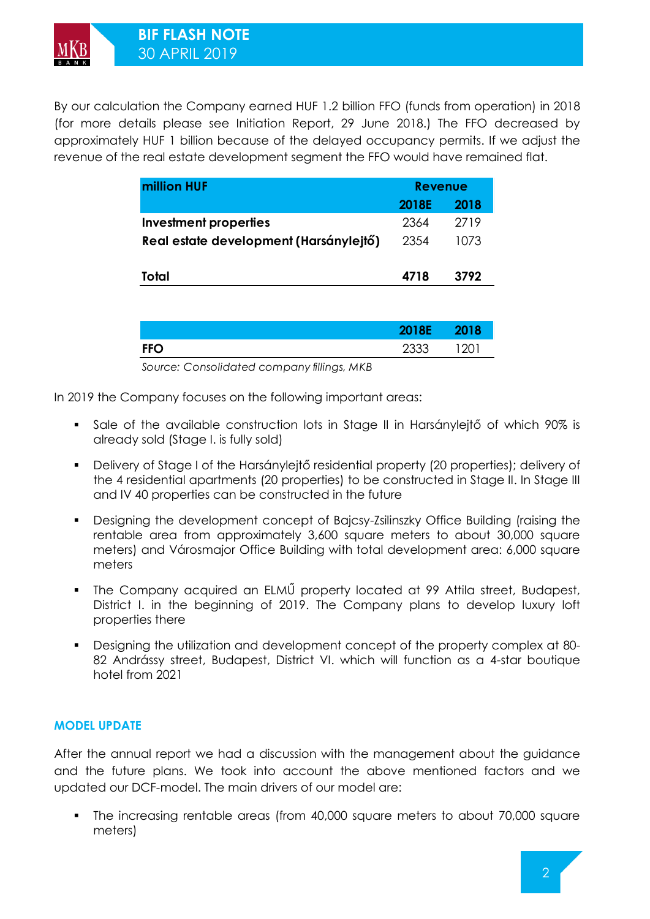By our calculation the Company earned HUF 1.2 billion FFO (funds from operation) in 2018 (for more details please see Initiation Report, 29 June 2018.) The FFO decreased by approximately HUF 1 billion because of the delayed occupancy permits. If we adjust the revenue of the real estate development segment the FFO would have remained flat.

| million HUF | Revenue | |
|---|---|---|
| | **2018E** | **2018** |
| **Investment properties** | 2364 | 2719 |
| **Real estate development (Harsánylejtő)** | 2354 | 1073 |
| **Total** | **4718** | **3792** |

| | 2018E | 2018 |
|---|---|---|
| **FFO** | 2333 | 1201 |

*Source: Consolidated company fillings, MKB*

In 2019 the Company focuses on the following important areas:

- Sale of the available construction lots in Stage II in Harsánylejtő of which 90% is already sold (Stage I. is fully sold)
- Delivery of Stage I of the Harsánylejtő residential property (20 properties); delivery of the 4 residential apartments (20 properties) to be constructed in Stage II. In Stage III and IV 40 properties can be constructed in the future
- Designing the development concept of Bajcsy-Zsilinszky Office Building (raising the rentable area from approximately 3,600 square meters to about 30,000 square meters) and Városmajor Office Building with total development area: 6,000 square meters
- The Company acquired an ELMŰ property located at 99 Attila street, Budapest, District I. in the beginning of 2019. The Company plans to develop luxury loft properties there
- Designing the utilization and development concept of the property complex at 80-82 Andrássy street, Budapest, District VI. which will function as a 4-star boutique hotel from 2021

## MODEL UPDATE

After the annual report we had a discussion with the management about the guidance and the future plans. We took into account the above mentioned factors and we updated our DCF-model. The main drivers of our model are:

- The increasing rentable areas (from 40,000 square meters to about 70,000 square meters)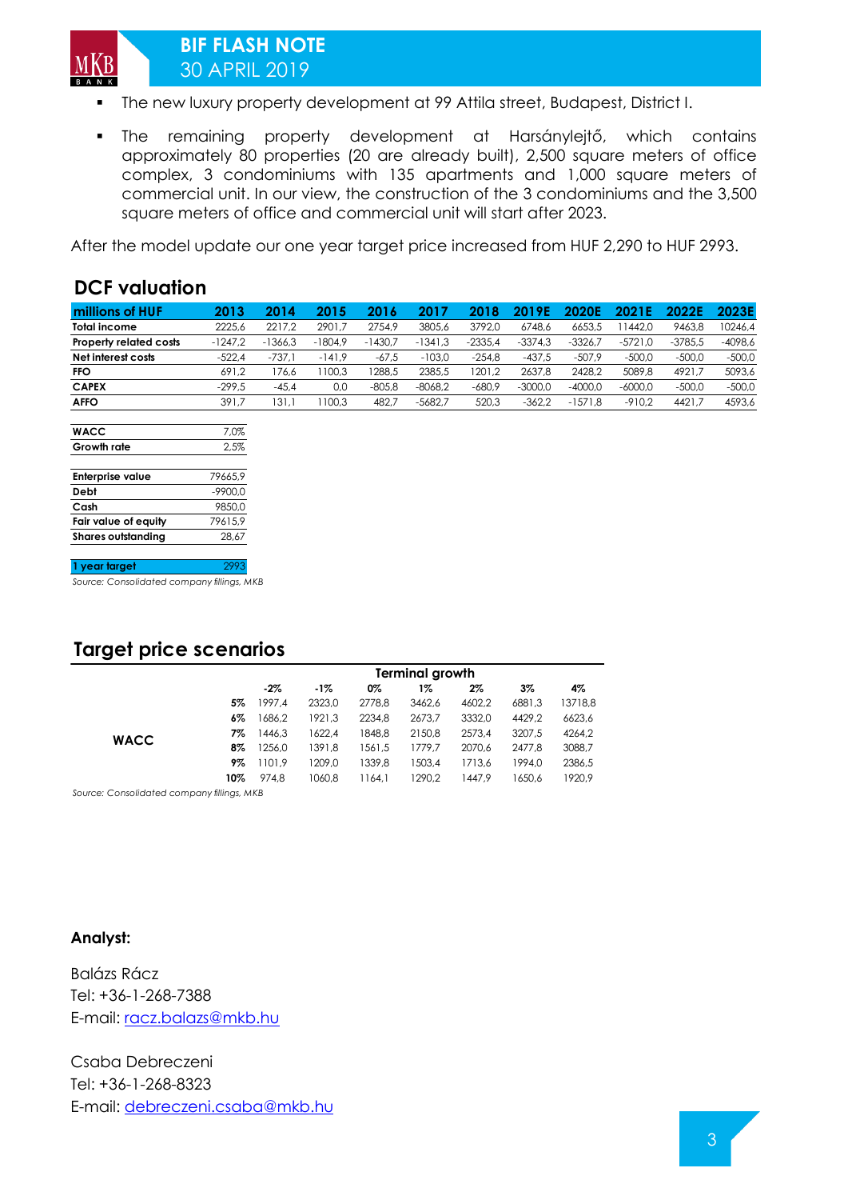- The new luxury property development at 99 Attila street, Budapest, District I.
- The remaining property development at Harsánylejtő, which contains approximately 80 properties (20 are already built), 2,500 square meters of office complex, 3 condominiums with 135 apartments and 1,000 square meters of commercial unit. In our view, the construction of the 3 condominiums and the 3,500 square meters of office and commercial unit will start after 2023.

After the model update our one year target price increased from HUF 2,290 to HUF 2993.

## DCF valuation

| millions of HUF | 2013 | 2014 | 2015 | 2016 | 2017 | 2018 | 2019E | 2020E | 2021E | 2022E | 2023E |
|---|---|---|---|---|---|---|---|---|---|---|---|
| **Total income** | 2225,6 | 2217,2 | 2901,7 | 2754,9 | 3805,6 | 3792,0 | 6748,6 | 6653,5 | 11442,0 | 9463,8 | 10246,4 |
| **Property related costs** | -1247,2 | -1366,3 | -1804,9 | -1430,7 | -1341,3 | -2335,4 | -3374,3 | -3326,7 | -5721,0 | -3785,5 | -4098,6 |
| **Net interest costs** | -522,4 | -737,1 | -141,9 | -67,5 | -103,0 | -254,8 | -437,5 | -507,9 | -500,0 | -500,0 | -500,0 |
| **FFO** | 691,2 | 176,6 | 1100,3 | 1288,5 | 2385,5 | 1201,2 | 2637,8 | 2428,2 | 5089,8 | 4921,7 | 5093,6 |
| **CAPEX** | -299,5 | -45,4 | 0,0 | -805,8 | -8068,2 | -680,9 | -3000,0 | -4000,0 | -6000,0 | -500,0 | -500,0 |
| **AFFO** | 391,7 | 131,1 | 1100,3 | 482,7 | -5682,7 | 520,3 | -362,2 | -1571,8 | -910,2 | 4421,7 | 4593,6 |

| | |
|---|---|
| **WACC** | 7,0% |
| **Growth rate** | 2,5% |
| | |
| **Enterprise value** | 79665,9 |
| **Debt** | -9900,0 |
| **Cash** | 9850,0 |
| **Fair value of equity** | 79615,9 |
| **Shares outstanding** | 28,67 |
| | |
| **1 year target** | 2993 |

*Source: Consolidated company fillings, MKB*

## Target price scenarios

| | | Terminal growth | | | | | | |
|---|---|---|---|---|---|---|---|---|
| | | **-2%** | **-1%** | **0%** | **1%** | **2%** | **3%** | **4%** |
| **WACC** | **5%** | 1997,4 | 2323,0 | 2778,8 | 3462,6 | 4602,2 | 6881,3 | 13718,8 |
| | **6%** | 1686,2 | 1921,3 | 2234,8 | 2673,7 | 3332,0 | 4429,2 | 6623,6 |
| | **7%** | 1446,3 | 1622,4 | 1848,8 | 2150,8 | 2573,4 | 3207,5 | 4264,2 |
| | **8%** | 1256,0 | 1391,8 | 1561,5 | 1779,7 | 2070,6 | 2477,8 | 3088,7 |
| | **9%** | 1101,9 | 1209,0 | 1339,8 | 1503,4 | 1713,6 | 1994,0 | 2386,5 |
| | **10%** | 974,8 | 1060,8 | 1164,1 | 1290,2 | 1447,9 | 1650,6 | 1920,9 |

*Source: Consolidated company fillings, MKB*

**Analyst:**

Balázs Rácz
Tel: +36-1-268-7388
E-mail: racz.balazs@mkb.hu

Csaba Debreczeni
Tel: +36-1-268-8323
E-mail: debreczeni.csaba@mkb.hu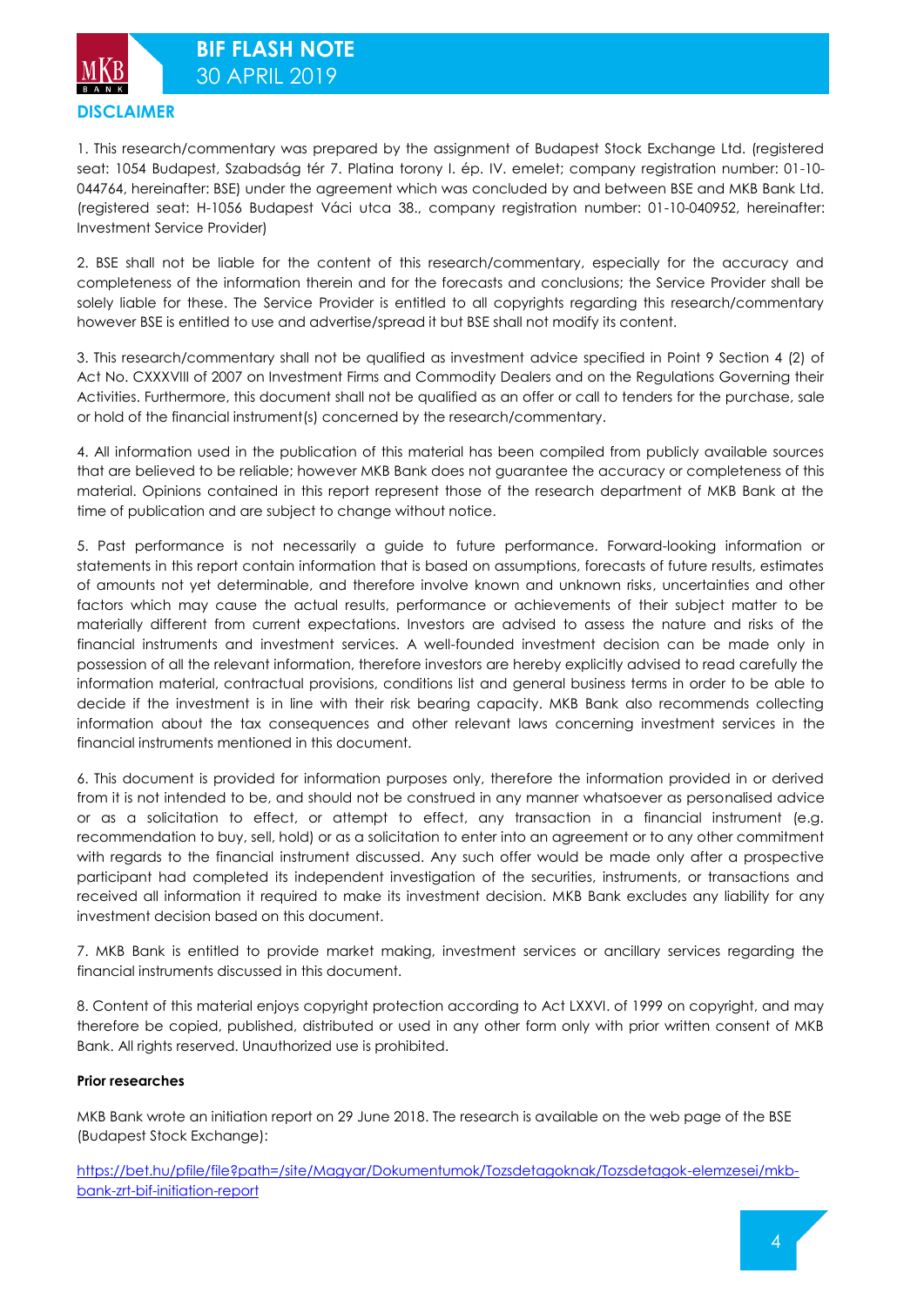## DISCLAIMER

1. This research/commentary was prepared by the assignment of Budapest Stock Exchange Ltd. (registered seat: 1054 Budapest, Szabadság tér 7. Platina torony I. ép. IV. emelet; company registration number: 01-10-044764, hereinafter: BSE) under the agreement which was concluded by and between BSE and MKB Bank Ltd. (registered seat: H-1056 Budapest Váci utca 38., company registration number: 01-10-040952, hereinafter: Investment Service Provider)

2. BSE shall not be liable for the content of this research/commentary, especially for the accuracy and completeness of the information therein and for the forecasts and conclusions; the Service Provider shall be solely liable for these. The Service Provider is entitled to all copyrights regarding this research/commentary however BSE is entitled to use and advertise/spread it but BSE shall not modify its content.

3. This research/commentary shall not be qualified as investment advice specified in Point 9 Section 4 (2) of Act No. CXXXVIII of 2007 on Investment Firms and Commodity Dealers and on the Regulations Governing their Activities. Furthermore, this document shall not be qualified as an offer or call to tenders for the purchase, sale or hold of the financial instrument(s) concerned by the research/commentary.

4. All information used in the publication of this material has been compiled from publicly available sources that are believed to be reliable; however MKB Bank does not guarantee the accuracy or completeness of this material. Opinions contained in this report represent those of the research department of MKB Bank at the time of publication and are subject to change without notice.

5. Past performance is not necessarily a guide to future performance. Forward-looking information or statements in this report contain information that is based on assumptions, forecasts of future results, estimates of amounts not yet determinable, and therefore involve known and unknown risks, uncertainties and other factors which may cause the actual results, performance or achievements of their subject matter to be materially different from current expectations. Investors are advised to assess the nature and risks of the financial instruments and investment services. A well-founded investment decision can be made only in possession of all the relevant information, therefore investors are hereby explicitly advised to read carefully the information material, contractual provisions, conditions list and general business terms in order to be able to decide if the investment is in line with their risk bearing capacity. MKB Bank also recommends collecting information about the tax consequences and other relevant laws concerning investment services in the financial instruments mentioned in this document.

6. This document is provided for information purposes only, therefore the information provided in or derived from it is not intended to be, and should not be construed in any manner whatsoever as personalised advice or as a solicitation to effect, or attempt to effect, any transaction in a financial instrument (e.g. recommendation to buy, sell, hold) or as a solicitation to enter into an agreement or to any other commitment with regards to the financial instrument discussed. Any such offer would be made only after a prospective participant had completed its independent investigation of the securities, instruments, or transactions and received all information it required to make its investment decision. MKB Bank excludes any liability for any investment decision based on this document.

7. MKB Bank is entitled to provide market making, investment services or ancillary services regarding the financial instruments discussed in this document.

8. Content of this material enjoys copyright protection according to Act LXXVI. of 1999 on copyright, and may therefore be copied, published, distributed or used in any other form only with prior written consent of MKB Bank. All rights reserved. Unauthorized use is prohibited.

**Prior researches**

MKB Bank wrote an initiation report on 29 June 2018. The research is available on the web page of the BSE (Budapest Stock Exchange):

https://bet.hu/pfile/file?path=/site/Magyar/Dokumentumok/Tozsdetagoknak/Tozsdetagok-elemzesei/mkb-bank-zrt-bif-initiation-report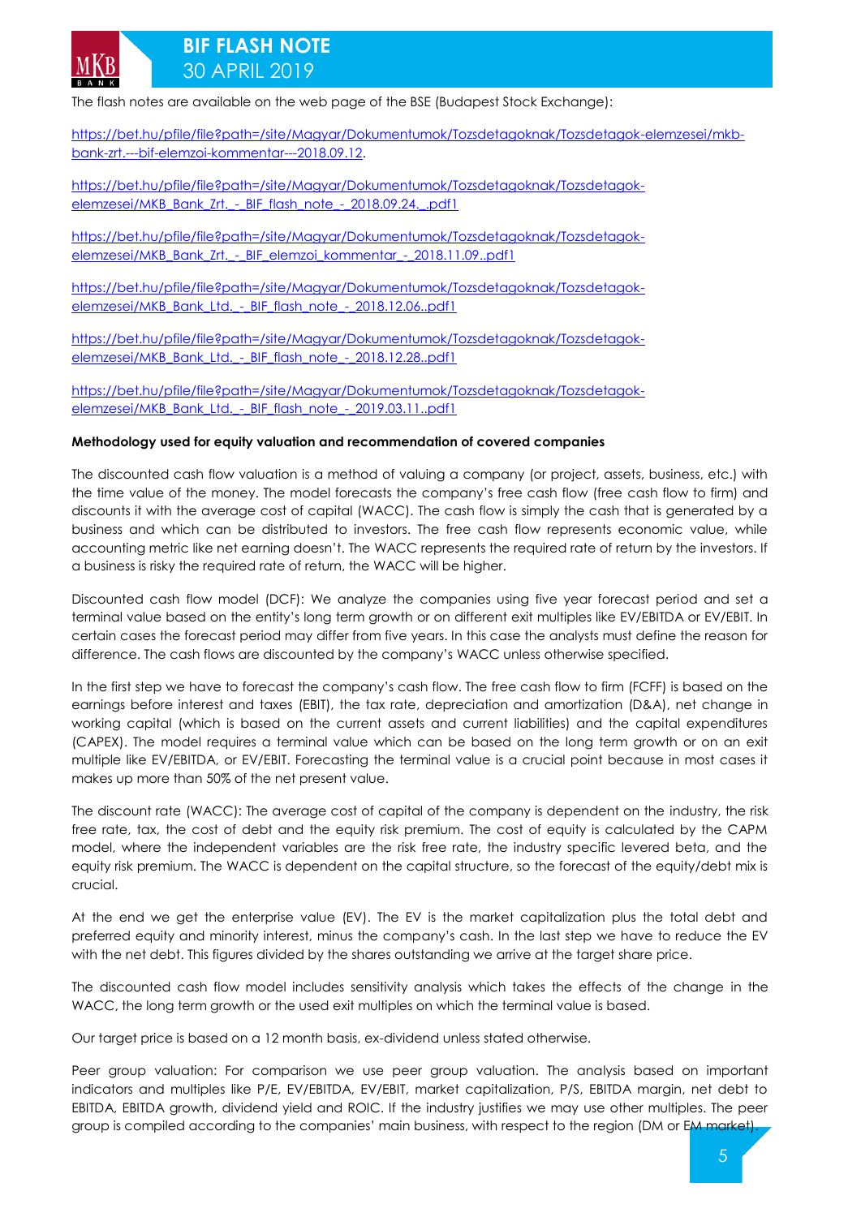The flash notes are available on the web page of the BSE (Budapest Stock Exchange):

[https://bet.hu/pfile/file?path=/site/Magyar/Dokumentumok/Tozsdetagoknak/Tozsdetagok-elemzesei/mkb-bank-zrt.---bif-elemzoi-kommentar---2018.09.12](https://bet.hu/pfile/file?path=/site/Magyar/Dokumentumok/Tozsdetagoknak/Tozsdetagok-elemzesei/mkb-bank-zrt.---bif-elemzoi-kommentar---2018.09.12).

[https://bet.hu/pfile/file?path=/site/Magyar/Dokumentumok/Tozsdetagoknak/Tozsdetagok-elemzesei/MKB_Bank_Zrt._-_BIF_flash_note_-_2018.09.24._.pdf1](https://bet.hu/pfile/file?path=/site/Magyar/Dokumentumok/Tozsdetagoknak/Tozsdetagok-elemzesei/MKB_Bank_Zrt._-_BIF_flash_note_-_2018.09.24._.pdf1)

[https://bet.hu/pfile/file?path=/site/Magyar/Dokumentumok/Tozsdetagoknak/Tozsdetagok-elemzesei/MKB_Bank_Zrt._-_BIF_elemzoi_kommentar_-_2018.11.09..pdf1](https://bet.hu/pfile/file?path=/site/Magyar/Dokumentumok/Tozsdetagoknak/Tozsdetagok-elemzesei/MKB_Bank_Zrt._-_BIF_elemzoi_kommentar_-_2018.11.09..pdf1)

[https://bet.hu/pfile/file?path=/site/Magyar/Dokumentumok/Tozsdetagoknak/Tozsdetagok-elemzesei/MKB_Bank_Ltd._-_BIF_flash_note_-_2018.12.06..pdf1](https://bet.hu/pfile/file?path=/site/Magyar/Dokumentumok/Tozsdetagoknak/Tozsdetagok-elemzesei/MKB_Bank_Ltd._-_BIF_flash_note_-_2018.12.06..pdf1)

[https://bet.hu/pfile/file?path=/site/Magyar/Dokumentumok/Tozsdetagoknak/Tozsdetagok-elemzesei/MKB_Bank_Ltd._-_BIF_flash_note_-_2018.12.28..pdf1](https://bet.hu/pfile/file?path=/site/Magyar/Dokumentumok/Tozsdetagoknak/Tozsdetagok-elemzesei/MKB_Bank_Ltd._-_BIF_flash_note_-_2018.12.28..pdf1)

[https://bet.hu/pfile/file?path=/site/Magyar/Dokumentumok/Tozsdetagoknak/Tozsdetagok-elemzesei/MKB_Bank_Ltd._-_BIF_flash_note_-_2019.03.11..pdf1](https://bet.hu/pfile/file?path=/site/Magyar/Dokumentumok/Tozsdetagoknak/Tozsdetagok-elemzesei/MKB_Bank_Ltd._-_BIF_flash_note_-_2019.03.11..pdf1)

**Methodology used for equity valuation and recommendation of covered companies**

The discounted cash flow valuation is a method of valuing a company (or project, assets, business, etc.) with the time value of the money. The model forecasts the company's free cash flow (free cash flow to firm) and discounts it with the average cost of capital (WACC). The cash flow is simply the cash that is generated by a business and which can be distributed to investors. The free cash flow represents economic value, while accounting metric like net earning doesn't. The WACC represents the required rate of return by the investors. If a business is risky the required rate of return, the WACC will be higher.

Discounted cash flow model (DCF): We analyze the companies using five year forecast period and set a terminal value based on the entity's long term growth or on different exit multiples like EV/EBITDA or EV/EBIT. In certain cases the forecast period may differ from five years. In this case the analysts must define the reason for difference. The cash flows are discounted by the company's WACC unless otherwise specified.

In the first step we have to forecast the company's cash flow. The free cash flow to firm (FCFF) is based on the earnings before interest and taxes (EBIT), the tax rate, depreciation and amortization (D&A), net change in working capital (which is based on the current assets and current liabilities) and the capital expenditures (CAPEX). The model requires a terminal value which can be based on the long term growth or on an exit multiple like EV/EBITDA, or EV/EBIT. Forecasting the terminal value is a crucial point because in most cases it makes up more than 50% of the net present value.

The discount rate (WACC): The average cost of capital of the company is dependent on the industry, the risk free rate, tax, the cost of debt and the equity risk premium. The cost of equity is calculated by the CAPM model, where the independent variables are the risk free rate, the industry specific levered beta, and the equity risk premium. The WACC is dependent on the capital structure, so the forecast of the equity/debt mix is crucial.

At the end we get the enterprise value (EV). The EV is the market capitalization plus the total debt and preferred equity and minority interest, minus the company's cash. In the last step we have to reduce the EV with the net debt. This figures divided by the shares outstanding we arrive at the target share price.

The discounted cash flow model includes sensitivity analysis which takes the effects of the change in the WACC, the long term growth or the used exit multiples on which the terminal value is based.

Our target price is based on a 12 month basis, ex-dividend unless stated otherwise.

Peer group valuation: For comparison we use peer group valuation. The analysis based on important indicators and multiples like P/E, EV/EBITDA, EV/EBIT, market capitalization, P/S, EBITDA margin, net debt to EBITDA, EBITDA growth, dividend yield and ROIC. If the industry justifies we may use other multiples. The peer group is compiled according to the companies' main business, with respect to the region (DM or EM market).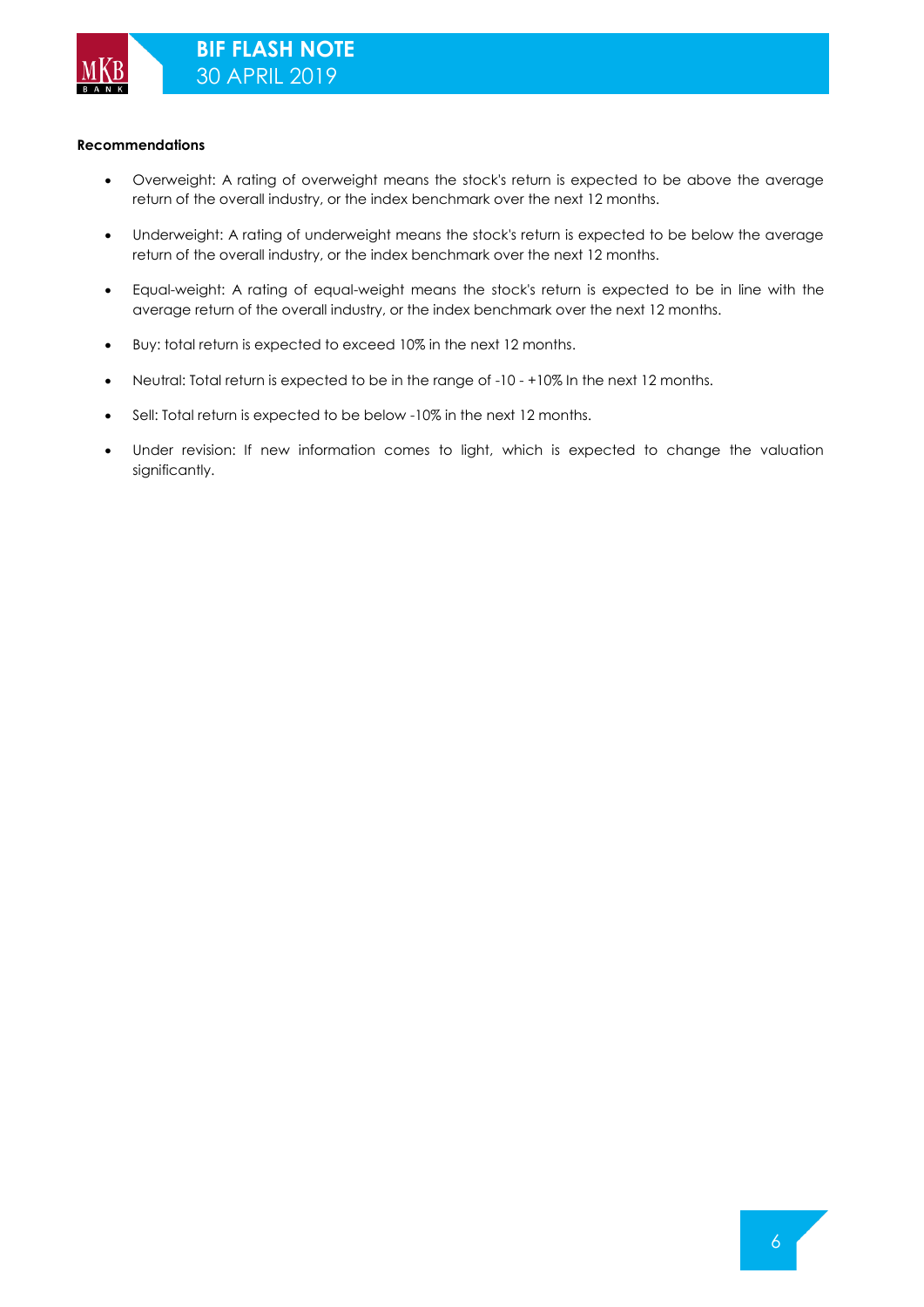**Recommendations**

- Overweight: A rating of overweight means the stock's return is expected to be above the average return of the overall industry, or the index benchmark over the next 12 months.
- Underweight: A rating of underweight means the stock's return is expected to be below the average return of the overall industry, or the index benchmark over the next 12 months.
- Equal-weight: A rating of equal-weight means the stock's return is expected to be in line with the average return of the overall industry, or the index benchmark over the next 12 months.
- Buy: total return is expected to exceed 10% in the next 12 months.
- Neutral: Total return is expected to be in the range of -10 - +10% In the next 12 months.
- Sell: Total return is expected to be below -10% in the next 12 months.
- Under revision: If new information comes to light, which is expected to change the valuation significantly.